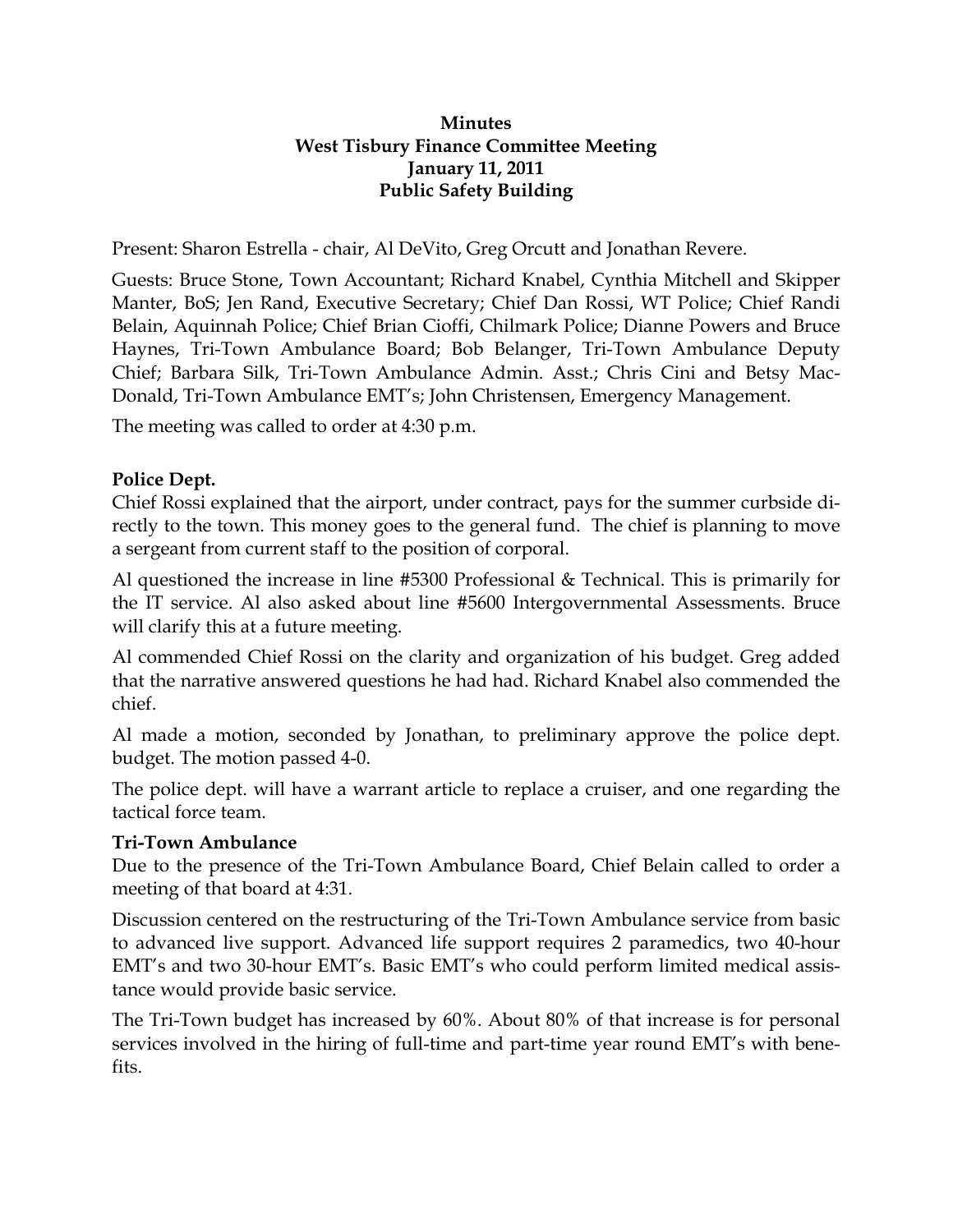**Minutes**
**West Tisbury Finance Committee Meeting**
**January 11, 2011**
**Public Safety Building**

Present: Sharon Estrella - chair, Al DeVito, Greg Orcutt and Jonathan Revere.

Guests: Bruce Stone, Town Accountant; Richard Knabel, Cynthia Mitchell and Skipper Manter, BoS; Jen Rand, Executive Secretary; Chief Dan Rossi, WT Police; Chief Randi Belain, Aquinnah Police; Chief Brian Cioffi, Chilmark Police; Dianne Powers and Bruce Haynes, Tri-Town Ambulance Board; Bob Belanger, Tri-Town Ambulance Deputy Chief; Barbara Silk, Tri-Town Ambulance Admin. Asst.; Chris Cini and Betsy MacDonald, Tri-Town Ambulance EMT's; John Christensen, Emergency Management.

The meeting was called to order at 4:30 p.m.

**Police Dept.**

Chief Rossi explained that the airport, under contract, pays for the summer curbside directly to the town. This money goes to the general fund. The chief is planning to move a sergeant from current staff to the position of corporal.

Al questioned the increase in line #5300 Professional & Technical. This is primarily for the IT service. Al also asked about line #5600 Intergovernmental Assessments. Bruce will clarify this at a future meeting.

Al commended Chief Rossi on the clarity and organization of his budget. Greg added that the narrative answered questions he had had. Richard Knabel also commended the chief.

Al made a motion, seconded by Jonathan, to preliminary approve the police dept. budget. The motion passed 4-0.

The police dept. will have a warrant article to replace a cruiser, and one regarding the tactical force team.

**Tri-Town Ambulance**

Due to the presence of the Tri-Town Ambulance Board, Chief Belain called to order a meeting of that board at 4:31.

Discussion centered on the restructuring of the Tri-Town Ambulance service from basic to advanced live support. Advanced life support requires 2 paramedics, two 40-hour EMT's and two 30-hour EMT's. Basic EMT's who could perform limited medical assistance would provide basic service.

The Tri-Town budget has increased by 60%. About 80% of that increase is for personal services involved in the hiring of full-time and part-time year round EMT's with benefits.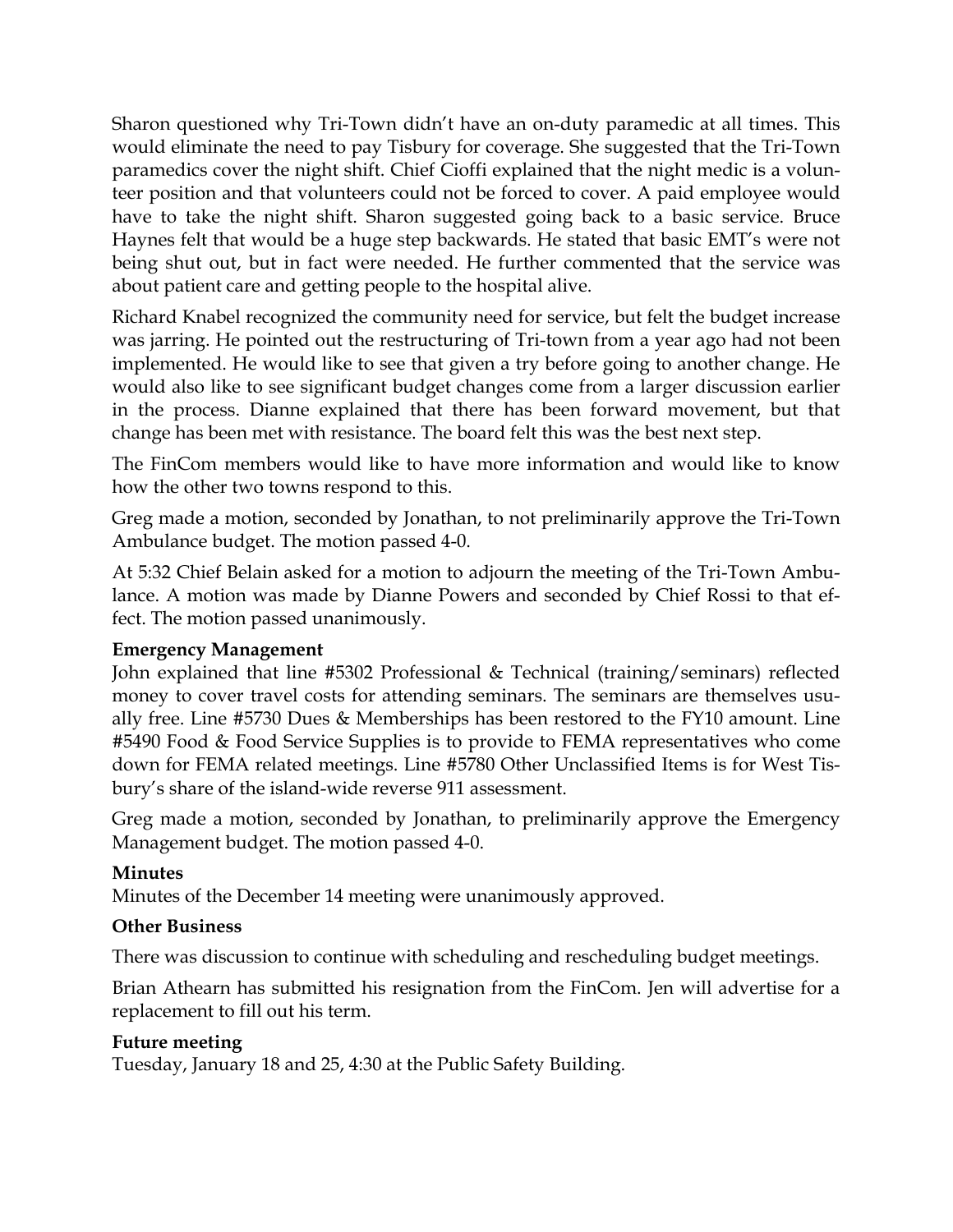Sharon questioned why Tri-Town didn't have an on-duty paramedic at all times. This would eliminate the need to pay Tisbury for coverage. She suggested that the Tri-Town paramedics cover the night shift. Chief Cioffi explained that the night medic is a volunteer position and that volunteers could not be forced to cover. A paid employee would have to take the night shift. Sharon suggested going back to a basic service. Bruce Haynes felt that would be a huge step backwards. He stated that basic EMT's were not being shut out, but in fact were needed. He further commented that the service was about patient care and getting people to the hospital alive.

Richard Knabel recognized the community need for service, but felt the budget increase was jarring. He pointed out the restructuring of Tri-town from a year ago had not been implemented. He would like to see that given a try before going to another change. He would also like to see significant budget changes come from a larger discussion earlier in the process. Dianne explained that there has been forward movement, but that change has been met with resistance. The board felt this was the best next step.

The FinCom members would like to have more information and would like to know how the other two towns respond to this.

Greg made a motion, seconded by Jonathan, to not preliminarily approve the Tri-Town Ambulance budget. The motion passed 4-0.

At 5:32 Chief Belain asked for a motion to adjourn the meeting of the Tri-Town Ambulance. A motion was made by Dianne Powers and seconded by Chief Rossi to that effect. The motion passed unanimously.

**Emergency Management**

John explained that line #5302 Professional & Technical (training/seminars) reflected money to cover travel costs for attending seminars. The seminars are themselves usually free. Line #5730 Dues & Memberships has been restored to the FY10 amount. Line #5490 Food & Food Service Supplies is to provide to FEMA representatives who come down for FEMA related meetings. Line #5780 Other Unclassified Items is for West Tisbury's share of the island-wide reverse 911 assessment.

Greg made a motion, seconded by Jonathan, to preliminarily approve the Emergency Management budget. The motion passed 4-0.

**Minutes**

Minutes of the December 14 meeting were unanimously approved.

**Other Business**

There was discussion to continue with scheduling and rescheduling budget meetings.

Brian Athearn has submitted his resignation from the FinCom. Jen will advertise for a replacement to fill out his term.

**Future meeting**

Tuesday, January 18 and 25, 4:30 at the Public Safety Building.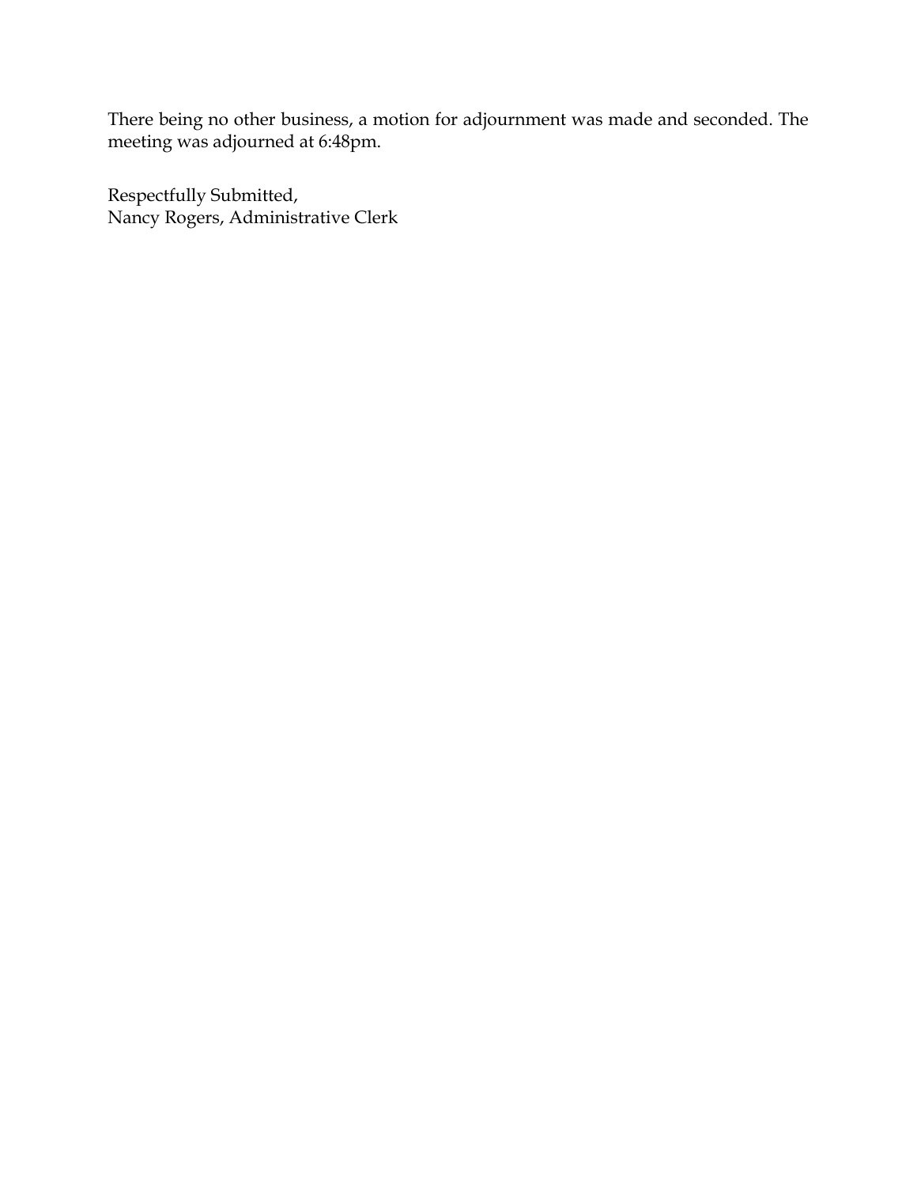There being no other business, a motion for adjournment was made and seconded. The meeting was adjourned at 6:48pm.

Respectfully Submitted,
Nancy Rogers, Administrative Clerk